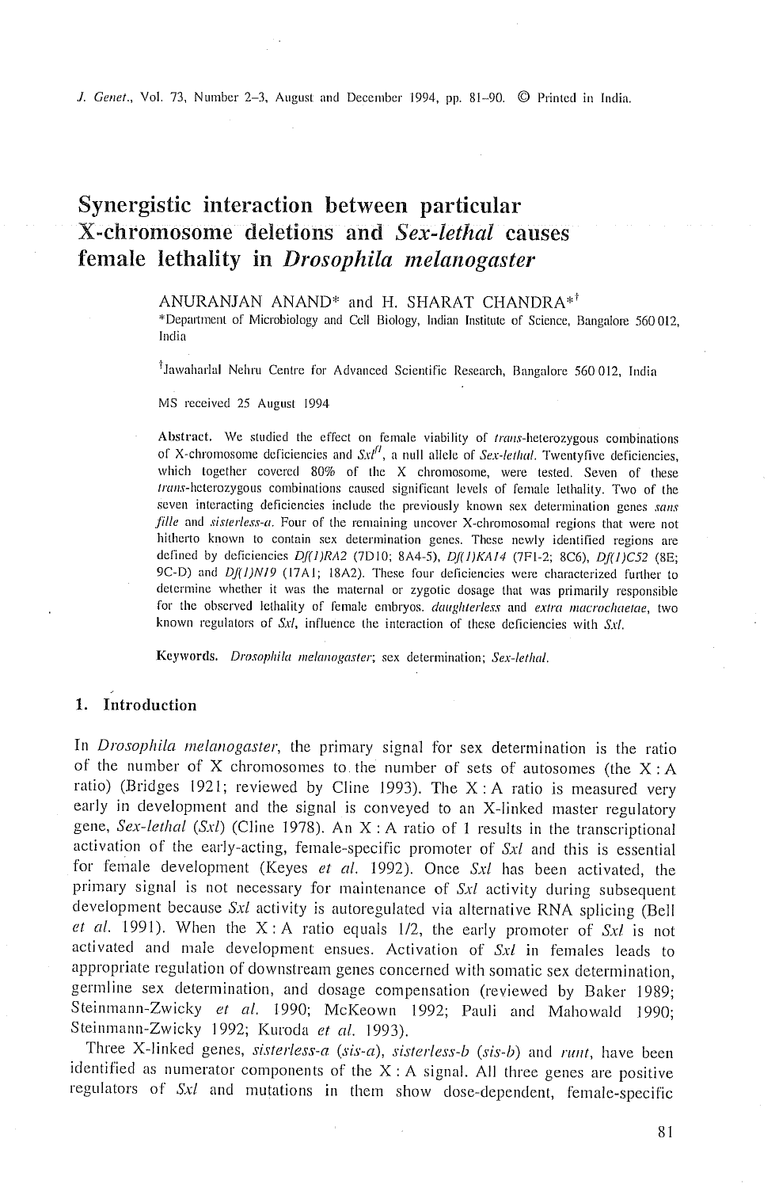# Synergistic interaction between particular X-chromosome deletions and *Sex-lethal* causes female lethality in *Drosophila melanogaster*

ANURANJAN ANAND* and H. SHARAT CHANDRA*[†]

*Department of Microbiology and Cell Biology, Indian Institute of Science, Bangalore 560 012, India

[†]Jawaharlal Nehru Centre for Advanced Scientific Research, Bangalore 560 012, India

MS received 25 August 1994

**Abstract.** We studied the effect on female viability of *trans*-heterozygous combinations of X-chromosome deficiencies and $Sxl^{f1}$, a null allele of *Sex-lethal*. Twentyfive deficiencies, which together covered 80% of the X chromosome, were tested. Seven of these *trans*-heterozygous combinations caused significant levels of female lethality. Two of the seven interacting deficiencies include the previously known sex determination genes *sans fille* and *sisterless-a*. Four of the remaining uncover X-chromosomal regions that were not hitherto known to contain sex determination genes. These newly identified regions are defined by deficiencies *Df(1)RA2* (7D10; 8A4-5), *Df(1)KA14* (7F1-2; 8C6), *Df(1)C52* (8E; 9C-D) and *Df(1)N19* (17A1; 18A2). These four deficiencies were characterized further to determine whether it was the maternal or zygotic dosage that was primarily responsible for the observed lethality of female embryos. *daughterless* and *extra macrochaetae*, two known regulators of *Sxl*, influence the interaction of these deficiencies with *Sxl*.

**Keywords.** *Drosophila melanogaster*; sex determination; *Sex-lethal*.

## 1. Introduction

In *Drosophila melanogaster*, the primary signal for sex determination is the ratio of the number of X chromosomes to the number of sets of autosomes (the X : A ratio) (Bridges 1921; reviewed by Cline 1993). The X : A ratio is measured very early in development and the signal is conveyed to an X-linked master regulatory gene, *Sex-lethal* (*Sxl*) (Cline 1978). An X : A ratio of 1 results in the transcriptional activation of the early-acting, female-specific promoter of *Sxl* and this is essential for female development (Keyes *et al.* 1992). Once *Sxl* has been activated, the primary signal is not necessary for maintenance of *Sxl* activity during subsequent development because *Sxl* activity is autoregulated via alternative RNA splicing (Bell *et al.* 1991). When the X : A ratio equals 1/2, the early promoter of *Sxl* is not activated and male development ensues. Activation of *Sxl* in females leads to appropriate regulation of downstream genes concerned with somatic sex determination, germline sex determination, and dosage compensation (reviewed by Baker 1989; Steinmann-Zwicky *et al.* 1990; McKeown 1992; Pauli and Mahowald 1990; Steinmann-Zwicky 1992; Kuroda *et al.* 1993).

Three X-linked genes, *sisterless-a* (*sis-a*), *sisterless-b* (*sis-b*) and *runt*, have been identified as numerator components of the X : A signal. All three genes are positive regulators of *Sxl* and mutations in them show dose-dependent, female-specific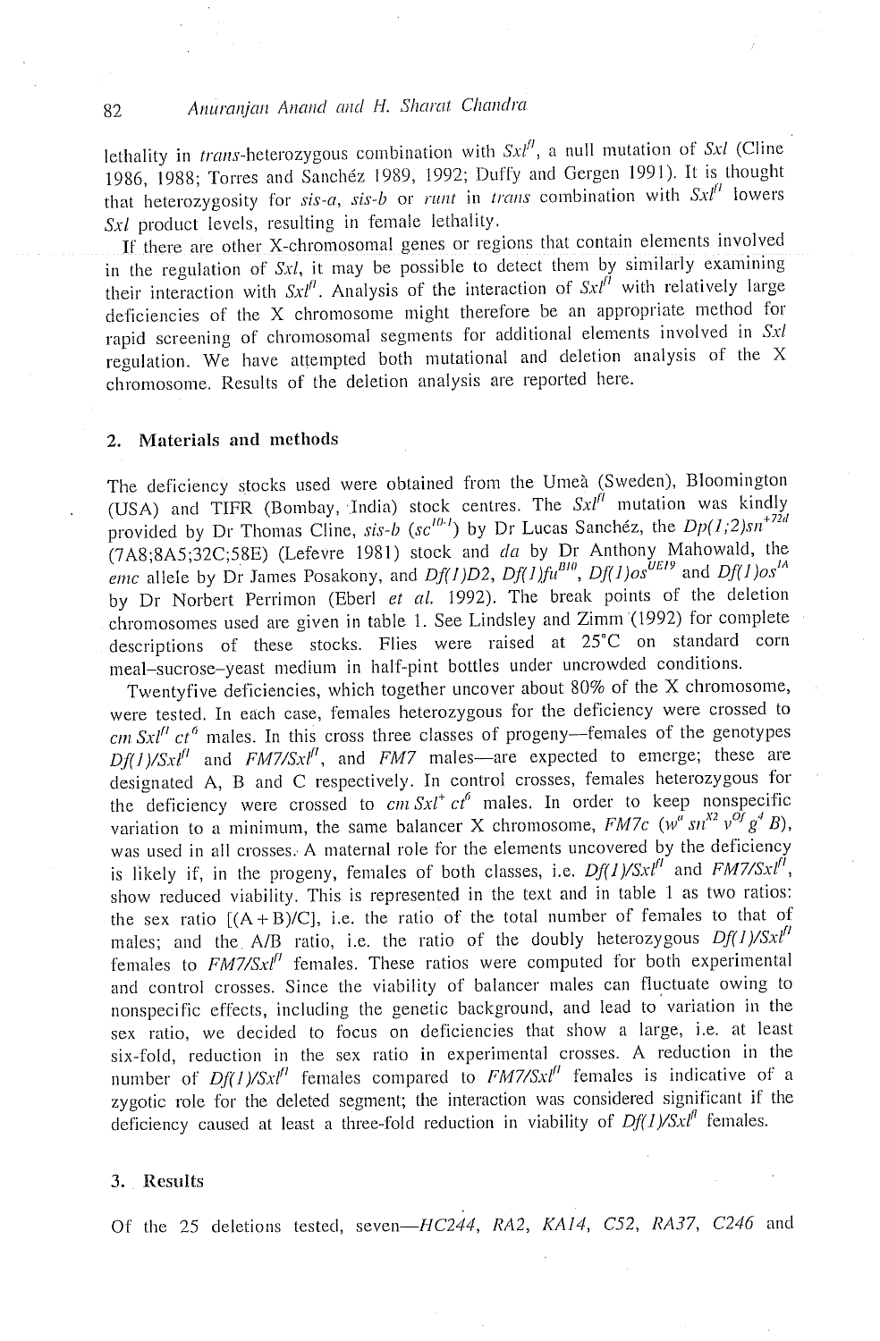lethality in *trans*-heterozygous combination with $Sxl^{f1}$, a null mutation of *Sxl* (Cline 1986, 1988; Torres and Sanchéz 1989, 1992; Duffy and Gergen 1991). It is thought that heterozygosity for *sis-a*, *sis-b* or *runt* in *trans* combination with $Sxl^{f1}$ lowers *Sxl* product levels, resulting in female lethality.

If there are other X-chromosomal genes or regions that contain elements involved in the regulation of *Sxl*, it may be possible to detect them by similarly examining their interaction with $Sxl^{f1}$. Analysis of the interaction of $Sxl^{f1}$ with relatively large deficiencies of the X chromosome might therefore be an appropriate method for rapid screening of chromosomal segments for additional elements involved in *Sxl* regulation. We have attempted both mutational and deletion analysis of the X chromosome. Results of the deletion analysis are reported here.

## 2. Materials and methods

The deficiency stocks used were obtained from the Umeà (Sweden), Bloomington (USA) and TIFR (Bombay, India) stock centres. The $Sxl^{f1}$ mutation was kindly provided by Dr Thomas Cline, *sis-b* ($sc^{10-1}$) by Dr Lucas Sanchéz, the $Dp(1;2)sn^{+72d}$ (7A8;8A5;32C;58E) (Lefevre 1981) stock and *da* by Dr Anthony Mahowald, the *emc* allele by Dr James Posakony, and *Df(1)D2*, $Df(1)fu^{B10}$, $Df(1)os^{UE19}$ and $Df(1)os^{1A}$ by Dr Norbert Perrimon (Eberl *et al.* 1992). The break points of the deletion chromosomes used are given in table 1. See Lindsley and Zimm (1992) for complete descriptions of these stocks. Flies were raised at 25°C on standard corn meal–sucrose–yeast medium in half-pint bottles under uncrowded conditions.

Twentyfive deficiencies, which together uncover about 80% of the X chromosome, were tested. In each case, females heterozygous for the deficiency were crossed to *cm* $Sxl^{f1}$ $ct^{6}$ males. In this cross three classes of progeny—females of the genotypes $Df(1)/Sxl^{f1}$ and $FM7/Sxl^{f1}$, and *FM7* males—are expected to emerge; these are designated A, B and C respectively. In control crosses, females heterozygous for the deficiency were crossed to *cm* $Sxl^{+}$ $ct^{6}$ males. In order to keep nonspecific variation to a minimum, the same balancer X chromosome, *FM7c* ($w^{a}$ $sn^{X2}$ $v^{Of}$ $g^{4}$ *B*), was used in all crosses. A maternal role for the elements uncovered by the deficiency is likely if, in the progeny, females of both classes, i.e. $Df(1)/Sxl^{f1}$ and $FM7/Sxl^{f1}$, show reduced viability. This is represented in the text and in table 1 as two ratios: the sex ratio [(A + B)/C], i.e. the ratio of the total number of females to that of males; and the A/B ratio, i.e. the ratio of the doubly heterozygous $Df(1)/Sxl^{f1}$ females to $FM7/Sxl^{f1}$ females. These ratios were computed for both experimental and control crosses. Since the viability of balancer males can fluctuate owing to nonspecific effects, including the genetic background, and lead to variation in the sex ratio, we decided to focus on deficiencies that show a large, i.e. at least six-fold, reduction in the sex ratio in experimental crosses. A reduction in the number of $Df(1)/Sxl^{f1}$ females compared to $FM7/Sxl^{f1}$ females is indicative of a zygotic role for the deleted segment; the interaction was considered significant if the deficiency caused at least a three-fold reduction in viability of $Df(1)/Sxl^{f1}$ females.

## 3. Results

Of the 25 deletions tested, seven—*HC244*, *RA2*, *KA14*, *C52*, *RA37*, *C246* and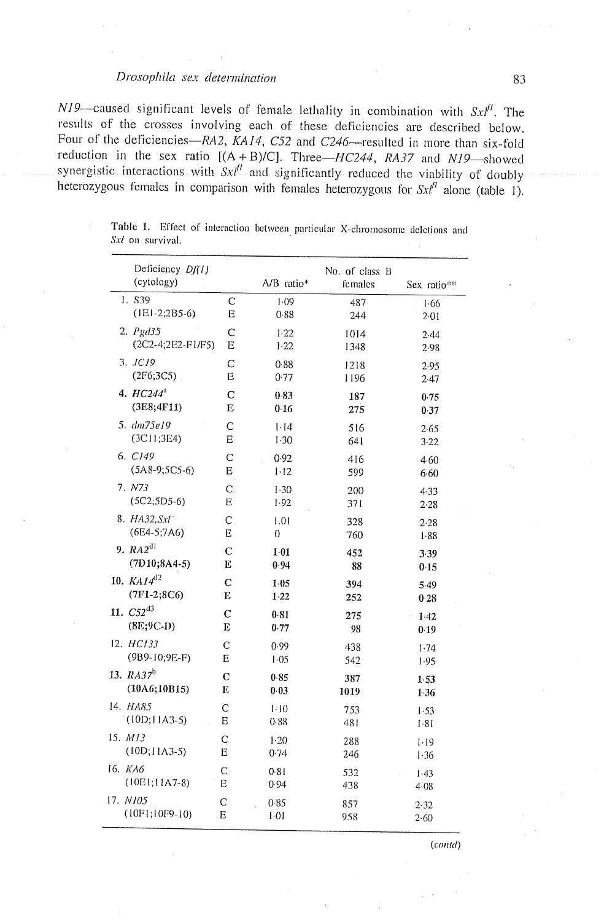*N19*—caused significant levels of female lethality in combination with $Sxl^{f1}$. The results of the crosses involving each of these deficiencies are described below. Four of the deficiencies—*RA2*, *KA14*, *C52* and *C246*—resulted in more than six-fold reduction in the sex ratio [(A + B)/C]. Three—*HC244*, *RA37* and *N19*—showed synergistic interactions with $Sxl^{f1}$ and significantly reduced the viability of doubly heterozygous females in comparison with females heterozygous for $Sxl^{f1}$ alone (table 1).

**Table 1.** Effect of interaction between particular X-chromosome deletions and *Sxl* on survival.

| Deficiency *Df(1)* (cytology) | | A/B ratio* | No. of class B females | Sex ratio** |
|---|---|---|---|---|
| 1. S39 | C | 1·09 | 487 | 1·66 |
| (1E1-2;2B5-6) | E | 0·88 | 244 | 2·01 |
| 2. *Pgd35* | C | 1·22 | 1014 | 2·44 |
| (2C2-4;2E2-F1/F5) | E | 1·22 | 1348 | 2·98 |
| 3. *JC19* | C | 0·88 | 1218 | 2·95 |
| (2F6;3C5) | E | 0·77 | 1196 | 2·47 |
| **4. *HC244*[a]** | **C** | **0·83** | **187** | **0·75** |
| **(3E8;4F11)** | **E** | **0·16** | **275** | **0·37** |
| 5. *dm75e19* | C | 1·14 | 516 | 2·65 |
| (3C11;3E4) | E | 1·30 | 641 | 3·22 |
| 6. *C149* | C | 0·92 | 416 | 4·60 |
| (5A8-9;5C5-6) | E | 1·12 | 599 | 6·60 |
| 7. *N73* | C | 1·30 | 200 | 4·33 |
| (5C2;5D5-6) | E | 1·92 | 371 | 2·28 |
| 8. *HA32,Sxl*$^{-}$ | C | 1.01 | 328 | 2·28 |
| (6E4-5;7A6) | E | 0 | 760 | 1·88 |
| **9. *RA2*[d1]** | **C** | **1·01** | **452** | **3·39** |
| **(7D10;8A4-5)** | **E** | **0·94** | **88** | **0·15** |
| **10. *KA14*[d2]** | **C** | **1·05** | **394** | **5·49** |
| **(7F1-2;8C6)** | **E** | **1·22** | **252** | **0·28** |
| **11. *C52*[d3]** | **C** | **0·81** | **275** | **1·42** |
| **(8E;9C-D)** | **E** | **0·77** | **98** | **0·19** |
| 12. *HC133* | C | 0·99 | 438 | 1·74 |
| (9B9-10;9E-F) | E | 1·05 | 542 | 1·95 |
| **13. *RA37*[b]** | **C** | **0·85** | **387** | **1·53** |
| **(10A6;10B15)** | **E** | **0·03** | **1019** | **1·36** |
| 14. *HA85* | C | 1·10 | 753 | 1·53 |
| (10D;11A3-5) | E | 0·88 | 481 | 1·81 |
| 15. *M13* | C | 1·20 | 288 | 1·19 |
| (10D;11A3-5) | E | 0·74 | 246 | 1·36 |
| 16. *KA6* | C | 0·81 | 532 | 1·43 |
| (10E1;11A7-8) | E | 0·94 | 438 | 4·08 |
| 17. *N105* | C | 0·85 | 857 | 2·32 |
| (10F1;10F9-10) | E | 1·01 | 958 | 2·60 |

(*contd*)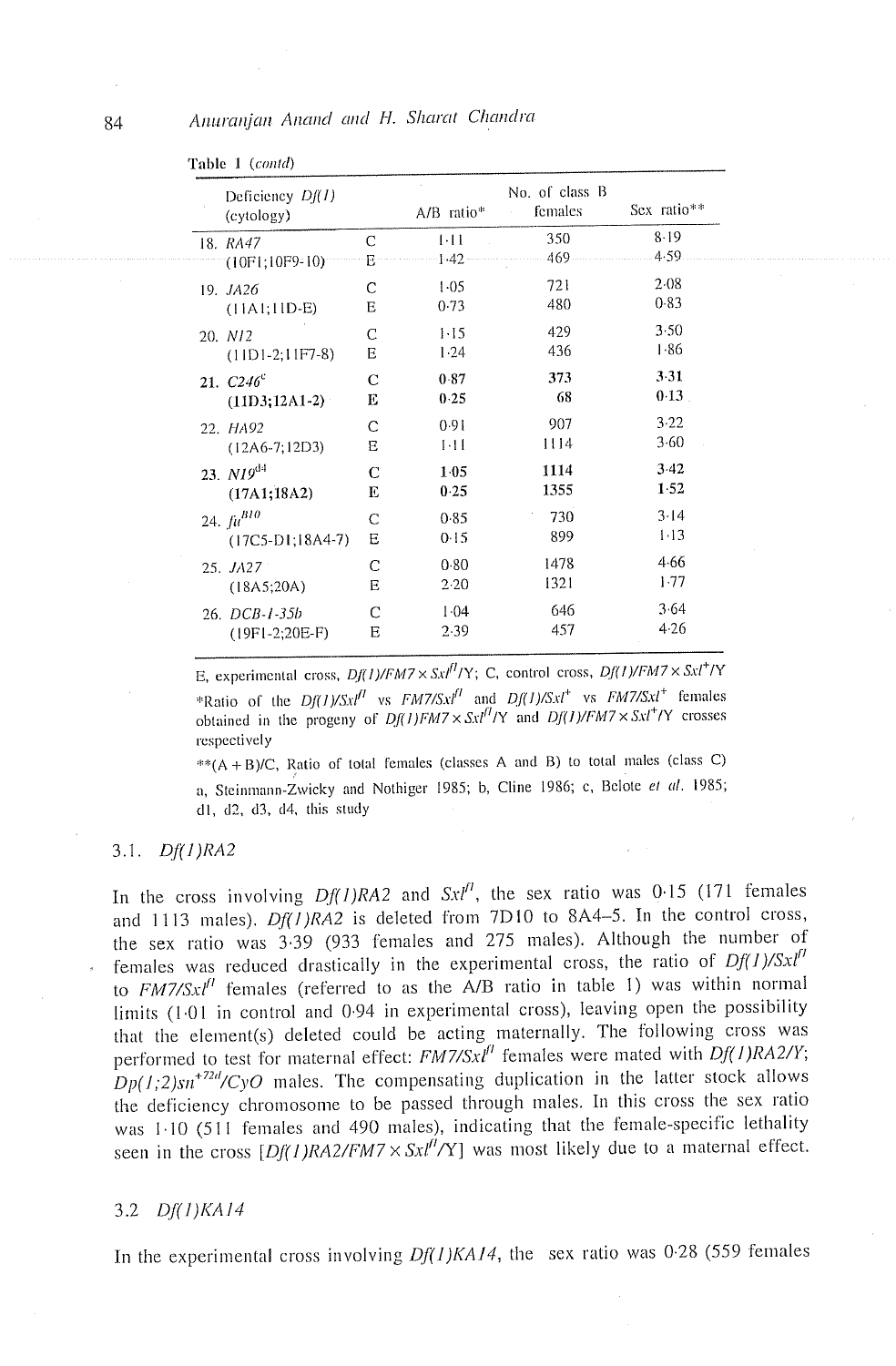Table 1 (*contd*)

| Deficiency *Df(1)* (cytology) | | A/B ratio* | No. of class B females | Sex ratio** |
|---|---|---|---|---|
| 18. *RA47* | C | 1·11 | 350 | 8·19 |
| (10F1;10F9-10) | E | 1·42 | 469 | 4·59 |
| 19. *JA26* | C | 1·05 | 721 | 2·08 |
| (11A1;11D-E) | E | 0·73 | 480 | 0·83 |
| 20. *N12* | C | 1·15 | 429 | 3·50 |
| (11D1-2;11F7-8) | E | 1·24 | 436 | 1·86 |
| **21. *C246*[c]** | **C** | **0·87** | **373** | **3·31** |
| **(11D3;12A1-2)** | **E** | **0·25** | **68** | **0·13** |
| 22. *HA92* | C | 0·91 | 907 | 3·22 |
| (12A6-7;12D3) | E | 1·11 | 1114 | 3·60 |
| **23. *N19*[d4]** | **C** | **1·05** | **1114** | **3·42** |
| **(17A1;18A2)** | **E** | **0·25** | **1355** | **1·52** |
| 24. *fu*[B10] | C | 0·85 | 730 | 3·14 |
| (17C5-D1;18A4-7) | E | 0·15 | 899 | 1·13 |
| 25. *JA27* | C | 0·80 | 1478 | 4·66 |
| (18A5;20A) | E | 2·20 | 1321 | 1·77 |
| 26. *DCB-1-35b* | C | 1·04 | 646 | 3·64 |
| (19F1-2;20E-F) | E | 2·39 | 457 | 4·26 |

E, experimental cross, $Df(1)/FM7 \times Sxl^{f1}/Y$; C, control cross, $Df(1)/FM7 \times Sxl^{+}/Y$

*Ratio of the $Df(1)/Sxl^{f1}$ vs $FM7/Sxl^{f1}$ and $Df(1)/Sxl^{+}$ vs $FM7/Sxl^{+}$ females obtained in the progeny of $Df(1)FM7 \times Sxl^{f1}/Y$ and $Df(1)/FM7 \times Sxl^{+}/Y$ crosses respectively

**(A + B)/C, Ratio of total females (classes A and B) to total males (class C)

a, Steinmann-Zwicky and Nothiger 1985; b, Cline 1986; c, Belote *et al.* 1985; d1, d2, d3, d4, this study

### 3.1. *Df(1)RA2*

In the cross involving *Df(1)RA2* and $Sxl^{f1}$, the sex ratio was 0·15 (171 females and 1113 males). *Df(1)RA2* is deleted from 7D10 to 8A4–5. In the control cross, the sex ratio was 3·39 (933 females and 275 males). Although the number of females was reduced drastically in the experimental cross, the ratio of $Df(1)/Sxl^{f1}$ to $FM7/Sxl^{f1}$ females (referred to as the A/B ratio in table 1) was within normal limits (1·01 in control and 0·94 in experimental cross), leaving open the possibility that the element(s) deleted could be acting maternally. The following cross was performed to test for maternal effect: $FM7/Sxl^{f1}$ females were mated with *Df(1)RA2/Y*; $Dp(1;2)sn^{+72d}/CyO$ males. The compensating duplication in the latter stock allows the deficiency chromosome to be passed through males. In this cross the sex ratio was 1·10 (511 females and 490 males), indicating that the female-specific lethality seen in the cross [$Df(1)RA2/FM7 \times Sxl^{f1}/Y$] was most likely due to a maternal effect.

### 3.2 *Df(1)KA14*

In the experimental cross involving *Df(1)KA14*, the sex ratio was 0·28 (559 females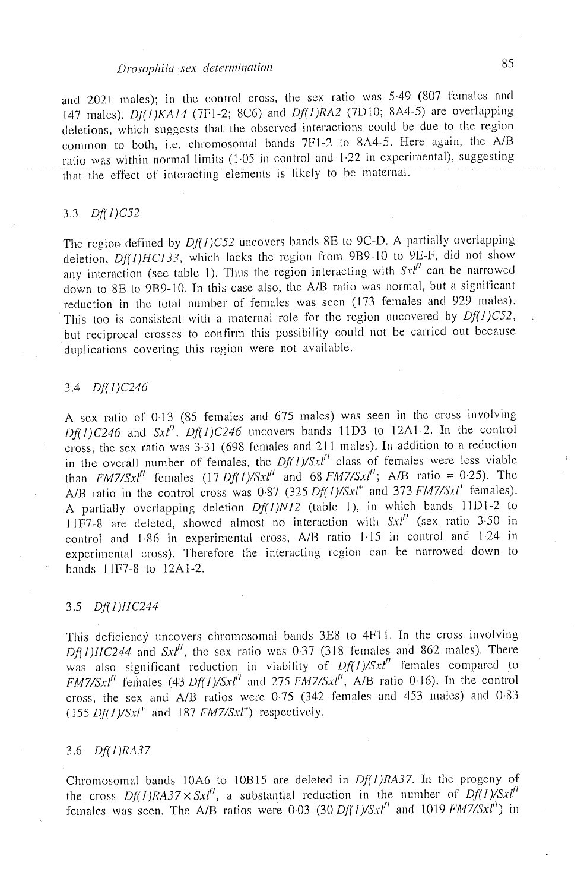and 2021 males); in the control cross, the sex ratio was 5·49 (807 females and 147 males). *Df(1)KA14* (7F1-2; 8C6) and *Df(1)RA2* (7D10; 8A4-5) are overlapping deletions, which suggests that the observed interactions could be due to the region common to both, i.e. chromosomal bands 7F1-2 to 8A4-5. Here again, the A/B ratio was within normal limits (1·05 in control and 1·22 in experimental), suggesting that the effect of interacting elements is likely to be maternal.

### 3.3 *Df(1)C52*

The region defined by *Df(1)C52* uncovers bands 8E to 9C-D. A partially overlapping deletion, *Df(1)HC133*, which lacks the region from 9B9-10 to 9E-F, did not show any interaction (see table 1). Thus the region interacting with $Sxl^{f1}$ can be narrowed down to 8E to 9B9-10. In this case also, the A/B ratio was normal, but a significant reduction in the total number of females was seen (173 females and 929 males). This too is consistent with a maternal role for the region uncovered by *Df(1)C52*, but reciprocal crosses to confirm this possibility could not be carried out because duplications covering this region were not available.

### 3.4 *Df(1)C246*

A sex ratio of 0·13 (85 females and 675 males) was seen in the cross involving *Df(1)C246* and $Sxl^{f1}$. *Df(1)C246* uncovers bands 11D3 to 12A1-2. In the control cross, the sex ratio was 3·31 (698 females and 211 males). In addition to a reduction in the overall number of females, the $Df(1)/Sxl^{f1}$ class of females were less viable than $FM7/Sxl^{f1}$ females (17 $Df(1)/Sxl^{f1}$ and 68 $FM7/Sxl^{f1}$; A/B ratio = 0·25). The A/B ratio in the control cross was 0·87 (325 $Df(1)/Sxl^{+}$ and 373 $FM7/Sxl^{+}$ females). A partially overlapping deletion *Df(1)N12* (table 1), in which bands 11D1-2 to 11F7-8 are deleted, showed almost no interaction with $Sxl^{f1}$ (sex ratio 3·50 in control and 1·86 in experimental cross, A/B ratio 1·15 in control and 1·24 in experimental cross). Therefore the interacting region can be narrowed down to bands 11F7-8 to 12A1-2.

### 3.5 *Df(1)HC244*

This deficiency uncovers chromosomal bands 3E8 to 4F11. In the cross involving *Df(1)HC244* and $Sxl^{f1}$, the sex ratio was 0·37 (318 females and 862 males). There was also significant reduction in viability of $Df(1)/Sxl^{f1}$ females compared to $FM7/Sxl^{f1}$ females (43 $Df(1)/Sxl^{f1}$ and 275 $FM7/Sxl^{f1}$, A/B ratio 0·16). In the control cross, the sex and A/B ratios were 0·75 (342 females and 453 males) and 0·83 (155 $Df(1)/Sxl^{+}$ and 187 $FM7/Sxl^{+}$) respectively.

### 3.6 *Df(1)RA37*

Chromosomal bands 10A6 to 10B15 are deleted in *Df(1)RA37*. In the progeny of the cross *Df(1)RA37* × $Sxl^{f1}$, a substantial reduction in the number of $Df(1)/Sxl^{f1}$ females was seen. The A/B ratios were 0·03 (30 $Df(1)/Sxl^{f1}$ and 1019 $FM7/Sxl^{f1}$) in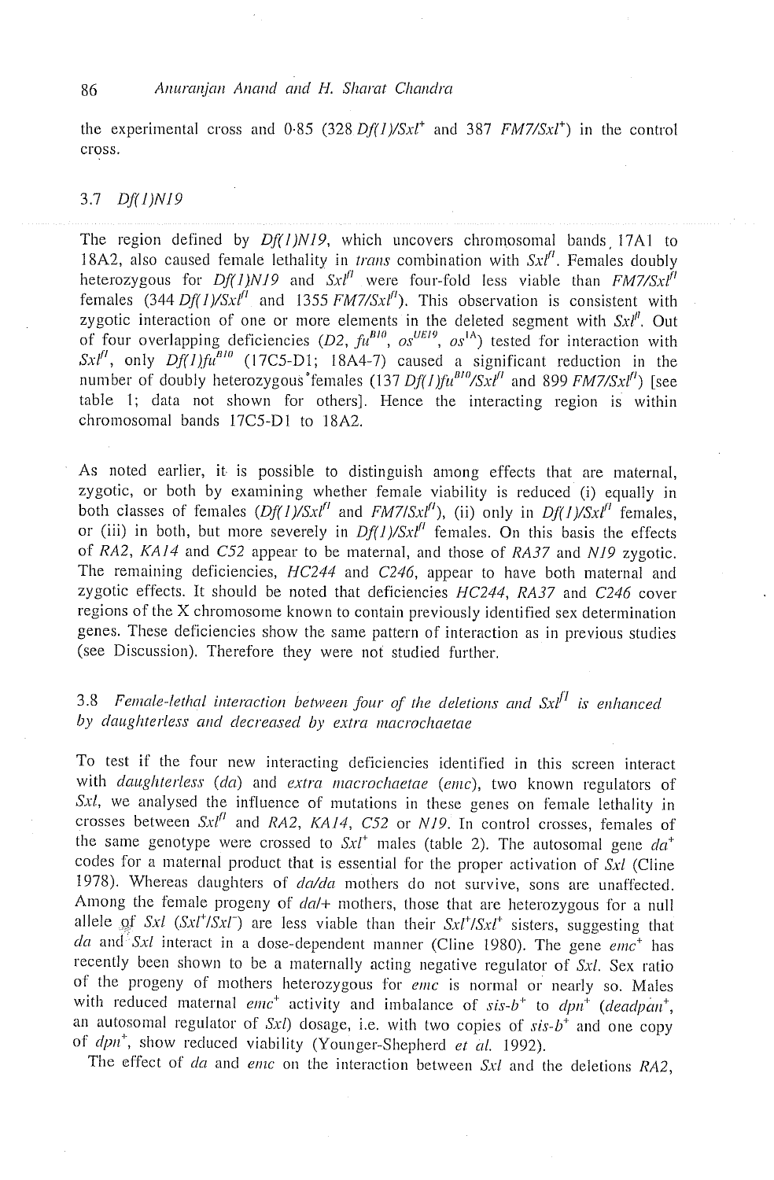the experimental cross and 0·85 (328 *Df(1)/Sxl*$^{+}$ and 387 *FM7/Sxl*$^{+}$) in the control cross.

### 3.7 *Df(1)N19*

The region defined by *Df(1)N19*, which uncovers chromosomal bands 17A1 to 18A2, also caused female lethality in *trans* combination with *Sxl*$^{f1}$. Females doubly heterozygous for *Df(1)N19* and *Sxl*$^{f1}$ were four-fold less viable than *FM7/Sxl*$^{f1}$ females (344 *Df(1)/Sxl*$^{f1}$ and 1355 *FM7/Sxl*$^{f1}$). This observation is consistent with zygotic interaction of one or more elements in the deleted segment with *Sxl*$^{f1}$. Out of four overlapping deficiencies (*D2*, *fu*$^{B10}$, *os*$^{UE19}$, *os*$^{1A}$) tested for interaction with *Sxl*$^{f1}$, only *Df(1)fu*$^{B10}$ (17C5-D1; 18A4-7) caused a significant reduction in the number of doubly heterozygous females (137 *Df(1)fu*$^{B10}$*/Sxl*$^{f1}$ and 899 *FM7/Sxl*$^{f1}$) [see table 1; data not shown for others]. Hence the interacting region is within chromosomal bands 17C5-D1 to 18A2.

As noted earlier, it is possible to distinguish among effects that are maternal, zygotic, or both by examining whether female viability is reduced (i) equally in both classes of females (*Df(1)/Sxl*$^{f1}$ and *FM7/Sxl*$^{f1}$), (ii) only in *Df(1)/Sxl*$^{f1}$ females, or (iii) in both, but more severely in *Df(1)/Sxl*$^{f1}$ females. On this basis the effects of *RA2*, *KA14* and *C52* appear to be maternal, and those of *RA37* and *N19* zygotic. The remaining deficiencies, *HC244* and *C246*, appear to have both maternal and zygotic effects. It should be noted that deficiencies *HC244*, *RA37* and *C246* cover regions of the X chromosome known to contain previously identified sex determination genes. These deficiencies show the same pattern of interaction as in previous studies (see Discussion). Therefore they were not studied further.

### 3.8 *Female-lethal interaction between four of the deletions and Sxl*$^{f1}$ *is enhanced by daughterless and decreased by extra macrochaetae*

To test if the four new interacting deficiencies identified in this screen interact with *daughterless* (*da*) and *extra macrochaetae* (*emc*), two known regulators of *Sxl*, we analysed the influence of mutations in these genes on female lethality in crosses between *Sxl*$^{f1}$ and *RA2*, *KA14*, *C52* or *N19*. In control crosses, females of the same genotype were crossed to *Sxl*$^{+}$ males (table 2). The autosomal gene *da*$^{+}$ codes for a maternal product that is essential for the proper activation of *Sxl* (Cline 1978). Whereas daughters of *da/da* mothers do not survive, sons are unaffected. Among the female progeny of *da/+* mothers, those that are heterozygous for a null allele of *Sxl* (*Sxl*$^{+}$*/Sxl*$^{-}$) are less viable than their *Sxl*$^{+}$*/Sxl*$^{+}$ sisters, suggesting that *da* and *Sxl* interact in a dose-dependent manner (Cline 1980). The gene *emc*$^{+}$ has recently been shown to be a maternally acting negative regulator of *Sxl*. Sex ratio of the progeny of mothers heterozygous for *emc* is normal or nearly so. Males with reduced maternal *emc*$^{+}$ activity and imbalance of *sis-b*$^{+}$ to *dpn*$^{+}$ (*deadpan*$^{+}$, an autosomal regulator of *Sxl*) dosage, i.e. with two copies of *sis-b*$^{+}$ and one copy of *dpn*$^{+}$, show reduced viability (Younger-Shepherd *et al.* 1992).

The effect of *da* and *emc* on the interaction between *Sxl* and the deletions *RA2*,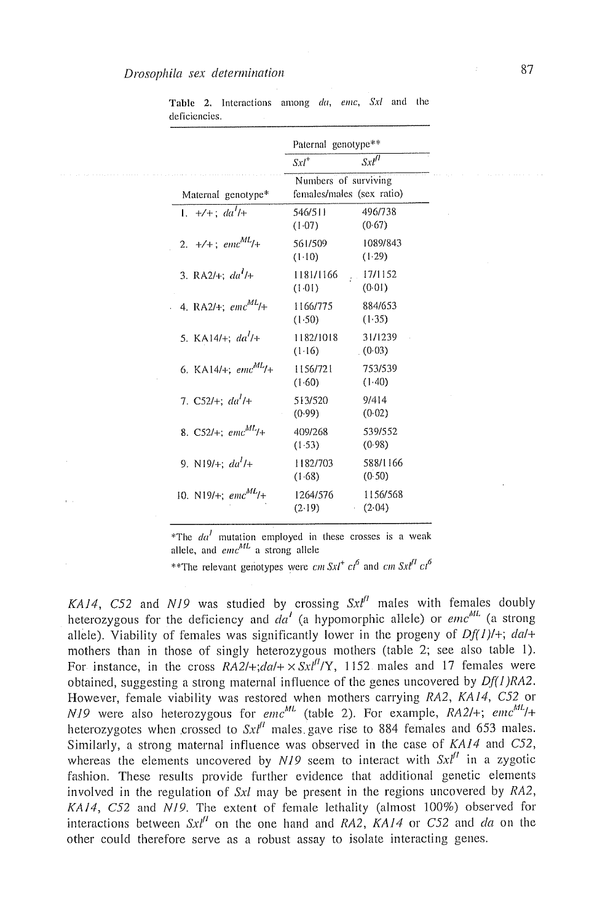Table 2. Interactions among *da*, *emc*, *Sxl* and the deficiencies.

| | Paternal genotype** | |
|---|---|---|
| | $Sxl^{+}$ | $Sxl^{f1}$ |
| Maternal genotype* | Numbers of surviving females/males (sex ratio) | |
| 1. +/+; $da^{1}$/+ | 546/511 (1·07) | 496/738 (0·67) |
| 2. +/+; $emc^{ML}$/+ | 561/509 (1·10) | 1089/843 (1·29) |
| 3. RA2/+; $da^{1}$/+ | 1181/1166 (1·01) | 17/1152 (0·01) |
| 4. RA2/+; $emc^{ML}$/+ | 1166/775 (1·50) | 884/653 (1·35) |
| 5. KA14/+; $da^{1}$/+ | 1182/1018 (1·16) | 31/1239 (0·03) |
| 6. KA14/+; $emc^{ML}$/+ | 1156/721 (1·60) | 753/539 (1·40) |
| 7. C52/+; $da^{1}$/+ | 513/520 (0·99) | 9/414 (0·02) |
| 8. C52/+; $emc^{ML}$/+ | 409/268 (1·53) | 539/552 (0·98) |
| 9. N19/+; $da^{1}$/+ | 1182/703 (1·68) | 588/1166 (0·50) |
| 10. N19/+; $emc^{ML}$/+ | 1264/576 (2·19) | 1156/568 (2·04) |

*The $da^{1}$ mutation employed in these crosses is a weak allele, and $emc^{ML}$ a strong allele

**The relevant genotypes were *cm* $Sxl^{+}$ $ct^{6}$ and *cm* $Sxl^{f1}$ $ct^{6}$

*KA14*, *C52* and *N19* was studied by crossing $Sxl^{f1}$ males with females doubly heterozygous for the deficiency and $da^{1}$ (a hypomorphic allele) or $emc^{ML}$ (a strong allele). Viability of females was significantly lower in the progeny of *Df(1)*/+; *da*/+ mothers than in those of singly heterozygous mothers (table 2; see also table 1). For instance, in the cross *RA2*/+;*da*/+ × $Sxl^{f1}$/Y, 1152 males and 17 females were obtained, suggesting a strong maternal influence of the genes uncovered by *Df(1)RA2*. However, female viability was restored when mothers carrying *RA2*, *KA14*, *C52* or *N19* were also heterozygous for $emc^{ML}$ (table 2). For example, *RA2*/+; $emc^{ML}$/+ heterozygotes when crossed to $Sxl^{f1}$ males gave rise to 884 females and 653 males. Similarly, a strong maternal influence was observed in the case of *KA14* and *C52*, whereas the elements uncovered by *N19* seem to interact with $Sxl^{f1}$ in a zygotic fashion. These results provide further evidence that additional genetic elements involved in the regulation of *Sxl* may be present in the regions uncovered by *RA2*, *KA14*, *C52* and *N19*. The extent of female lethality (almost 100%) observed for interactions between $Sxl^{f1}$ on the one hand and *RA2*, *KA14* or *C52* and *da* on the other could therefore serve as a robust assay to isolate interacting genes.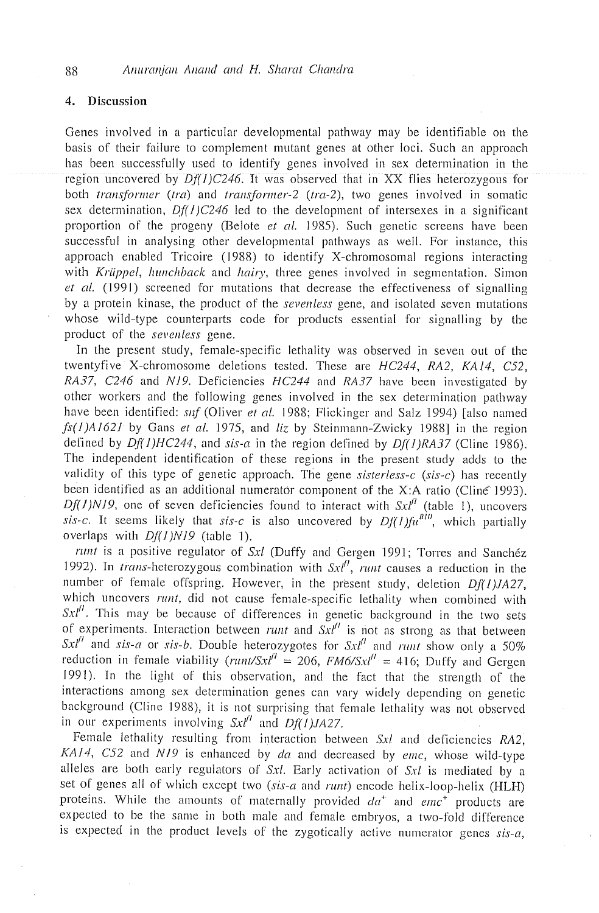## 4. Discussion

Genes involved in a particular developmental pathway may be identifiable on the basis of their failure to complement mutant genes at other loci. Such an approach has been successfully used to identify genes involved in sex determination in the region uncovered by *Df(1)C246*. It was observed that in XX flies heterozygous for both *transformer* (*tra*) and *transformer-2* (*tra-2*), two genes involved in somatic sex determination, *Df(1)C246* led to the development of intersexes in a significant proportion of the progeny (Belote *et al.* 1985). Such genetic screens have been successful in analysing other developmental pathways as well. For instance, this approach enabled Tricoire (1988) to identify X-chromosomal regions interacting with *Krüppel*, *hunchback* and *hairy*, three genes involved in segmentation. Simon *et al.* (1991) screened for mutations that decrease the effectiveness of signalling by a protein kinase, the product of the *sevenless* gene, and isolated seven mutations whose wild-type counterparts code for products essential for signalling by the product of the *sevenless* gene.

In the present study, female-specific lethality was observed in seven out of the twentyfive X-chromosome deletions tested. These are *HC244*, *RA2*, *KA14*, *C52*, *RA37*, *C246* and *N19*. Deficiencies *HC244* and *RA37* have been investigated by other workers and the following genes involved in the sex determination pathway have been identified: *snf* (Oliver *et al.* 1988; Flickinger and Salz 1994) [also named *fs(1)A1621* by Gans *et al.* 1975, and *liz* by Steinmann-Zwicky 1988] in the region defined by *Df(1)HC244*, and *sis-a* in the region defined by *Df(1)RA37* (Cline 1986). The independent identification of these regions in the present study adds to the validity of this type of genetic approach. The gene *sisterless-c* (*sis-c*) has recently been identified as an additional numerator component of the X:A ratio (Cline 1993). *Df(1)N19*, one of seven deficiencies found to interact with $Sxl^{f1}$ (table 1), uncovers *sis-c*. It seems likely that *sis-c* is also uncovered by $Df(1)fu^{B10}$, which partially overlaps with *Df(1)N19* (table 1).

*runt* is a positive regulator of *Sxl* (Duffy and Gergen 1991; Torres and Sanchéz 1992). In *trans*-heterozygous combination with $Sxl^{f1}$, *runt* causes a reduction in the number of female offspring. However, in the present study, deletion *Df(1)JA27*, which uncovers *runt*, did not cause female-specific lethality when combined with $Sxl^{f1}$. This may be because of differences in genetic background in the two sets of experiments. Interaction between *runt* and $Sxl^{f1}$ is not as strong as that between $Sxl^{f1}$ and *sis-a* or *sis-b*. Double heterozygotes for $Sxl^{f1}$ and *runt* show only a 50% reduction in female viability ($runt/Sxl^{f1}$ = 206, $FM6/Sxl^{f1}$ = 416; Duffy and Gergen 1991). In the light of this observation, and the fact that the strength of the interactions among sex determination genes can vary widely depending on genetic background (Cline 1988), it is not surprising that female lethality was not observed in our experiments involving $Sxl^{f1}$ and *Df(1)JA27*.

Female lethality resulting from interaction between *Sxl* and deficiencies *RA2*, *KA14*, *C52* and *N19* is enhanced by *da* and decreased by *emc*, whose wild-type alleles are both early regulators of *Sxl*. Early activation of *Sxl* is mediated by a set of genes all of which except two (*sis-a* and *runt*) encode helix-loop-helix (HLH) proteins. While the amounts of maternally provided $da^{+}$ and $emc^{+}$ products are expected to be the same in both male and female embryos, a two-fold difference is expected in the product levels of the zygotically active numerator genes *sis-a*,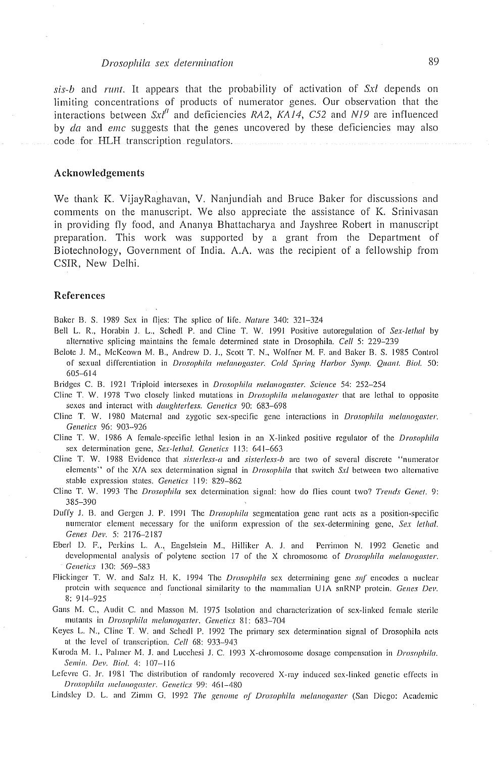*sis-b* and *runt*. It appears that the probability of activation of *Sxl* depends on limiting concentrations of products of numerator genes. Our observation that the interactions between *Sxl*$^{fl}$ and deficiencies *RA2*, *KA14*, *C52* and *N19* are influenced by *da* and *emc* suggests that the genes uncovered by these deficiencies may also code for HLH transcription regulators.

## Acknowledgements

We thank K. VijayRaghavan, V. Nanjundiah and Bruce Baker for discussions and comments on the manuscript. We also appreciate the assistance of K. Srinivasan in providing fly food, and Ananya Bhattacharya and Jayshree Robert in manuscript preparation. This work was supported by a grant from the Department of Biotechnology, Government of India. A.A. was the recipient of a fellowship from CSIR, New Delhi.

## References

Baker B. S. 1989 Sex in flies: The splice of life. *Nature* 340: 321–324

Bell L. R., Horabin J. L., Schedl P. and Cline T. W. 1991 Positive autoregulation of *Sex-lethal* by alternative splicing maintains the female determined state in Drosophila. *Cell* 5: 229–239

Belote J. M., McKeown M. B., Andrew D. J., Scott T. N., Wolfner M. F. and Baker B. S. 1985 Control of sexual differentiation in *Drosophila melanogaster*. *Cold Spring Harbor Symp. Quant. Biol.* 50: 605–614

Bridges C. B. 1921 Triploid intersexes in *Drosophila melanogaster*. *Science* 54: 252–254

Cline T. W. 1978 Two closely linked mutations in *Drosophila melanogaster* that are lethal to opposite sexes and interact with *daughterless*. *Genetics* 90: 683–698

Cline T. W. 1980 Maternal and zygotic sex-specific gene interactions in *Drosophila melanogaster*. *Genetics* 96: 903–926

Cline T. W. 1986 A female-specific lethal lesion in an X-linked positive regulator of the *Drosophila* sex determination gene, *Sex-lethal*. *Genetics* 113: 641–663

Cline T. W. 1988 Evidence that *sisterless-a* and *sisterless-b* are two of several discrete "numerator elements" of the X/A sex determination signal in *Drosophila* that switch *Sxl* between two alternative stable expression states. *Genetics* 119: 829–862

Cline T. W. 1993 The *Drosophila* sex determination signal: how do flies count two? *Trends Genet.* 9: 385–390

Duffy J. B. and Gergen J. P. 1991 The *Drosophila* segmentation gene runt acts as a position-specific numerator element necessary for the uniform expression of the sex-determining gene, *Sex lethal*. *Genes Dev.* 5: 2176–2187

Eberl D. F., Perkins L. A., Engelstein M., Hilliker A. J. and Perrimon N. 1992 Genetic and developmental analysis of polytene section 17 of the X chromosome of *Drosophila melanogaster*. *Genetics* 130: 569–583

Flickinger T. W. and Salz H. K. 1994 The *Drosophila* sex determining gene *snf* encodes a nuclear protein with sequence and functional similarity to the mammalian U1A snRNP protein. *Genes Dev.* 8: 914–925

Gans M. C., Audit C. and Masson M. 1975 Isolation and characterization of sex-linked female sterile mutants in *Drosophila melanogaster*. *Genetics* 81: 683–704

Keyes L. N., Cline T. W. and Schedl P. 1992 The primary sex determination signal of Drosophila acts at the level of transcription. *Cell* 68: 933–943

Kuroda M. I., Palmer M. J. and Lucchesi J. C. 1993 X-chromosome dosage compensation in *Drosophila*. *Semin. Dev. Biol.* 4: 107–116

Lefevre G. Jr. 1981 The distribution of randomly recovered X-ray induced sex-linked genetic effects in *Drosophila melanogaster*. *Genetics* 99: 461–480

Lindsley D. L. and Zimm G. 1992 *The genome of Drosophila melanogaster* (San Diego: Academic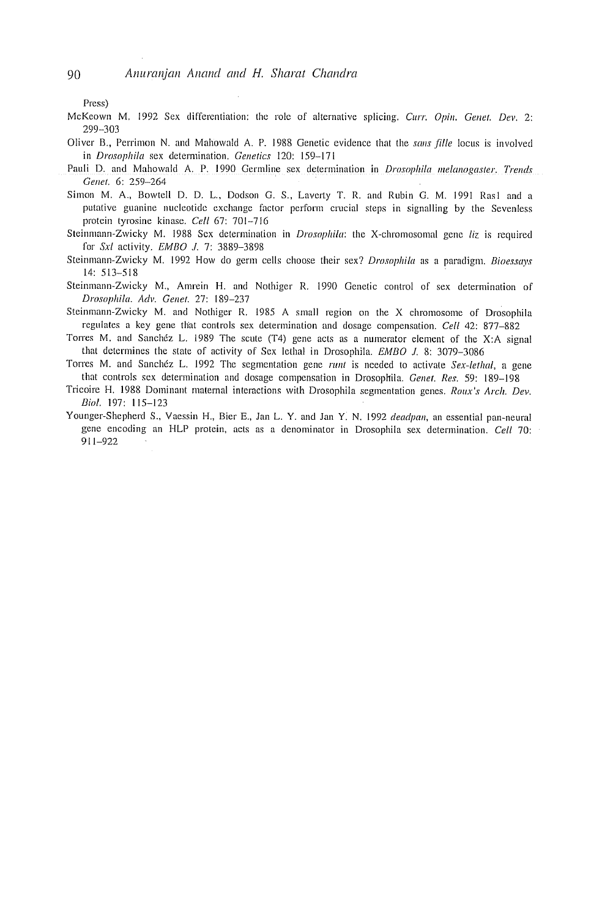Press)

McKeown M. 1992 Sex differentiation: the role of alternative splicing. *Curr. Opin. Genet. Dev.* 2: 299–303

Oliver B., Perrimon N. and Mahowald A. P. 1988 Genetic evidence that the *sans fille* locus is involved in *Drosophila* sex determination. *Genetics* 120: 159–171

Pauli D. and Mahowald A. P. 1990 Germline sex determination in *Drosophila melanogaster*. *Trends Genet.* 6: 259–264

Simon M. A., Bowtell D. D. L., Dodson G. S., Laverty T. R. and Rubin G. M. 1991 Ras1 and a putative guanine nucleotide exchange factor perform crucial steps in signalling by the Sevenless protein tyrosine kinase. *Cell* 67: 701–716

Steinmann-Zwicky M. 1988 Sex determination in *Drosophila*: the X-chromosomal gene *liz* is required for *Sxl* activity. *EMBO J.* 7: 3889–3898

Steinmann-Zwicky M. 1992 How do germ cells choose their sex? *Drosophila* as a paradigm. *Bioessays* 14: 513–518

Steinmann-Zwicky M., Amrein H. and Nothiger R. 1990 Genetic control of sex determination of *Drosophila*. *Adv. Genet.* 27: 189–237

Steinmann-Zwicky M. and Nothiger R. 1985 A small region on the X chromosome of Drosophila regulates a key gene that controls sex determination and dosage compensation. *Cell* 42: 877–882

Torres M. and Sanchéz L. 1989 The scute (T4) gene acts as a numerator element of the X:A signal that determines the state of activity of Sex lethal in Drosophila. *EMBO J.* 8: 3079–3086

Torres M. and Sanchéz L. 1992 The segmentation gene *runt* is needed to activate *Sex-lethal*, a gene that controls sex determination and dosage compensation in Drosophila. *Genet. Res.* 59: 189–198

Tricoire H. 1988 Dominant maternal interactions with Drosophila segmentation genes. *Roux's Arch. Dev. Biol.* 197: 115–123

Younger-Shepherd S., Vaessin H., Bier E., Jan L. Y. and Jan Y. N. 1992 *deadpan*, an essential pan-neural gene encoding an HLP protein, acts as a denominator in Drosophila sex determination. *Cell* 70: 911–922